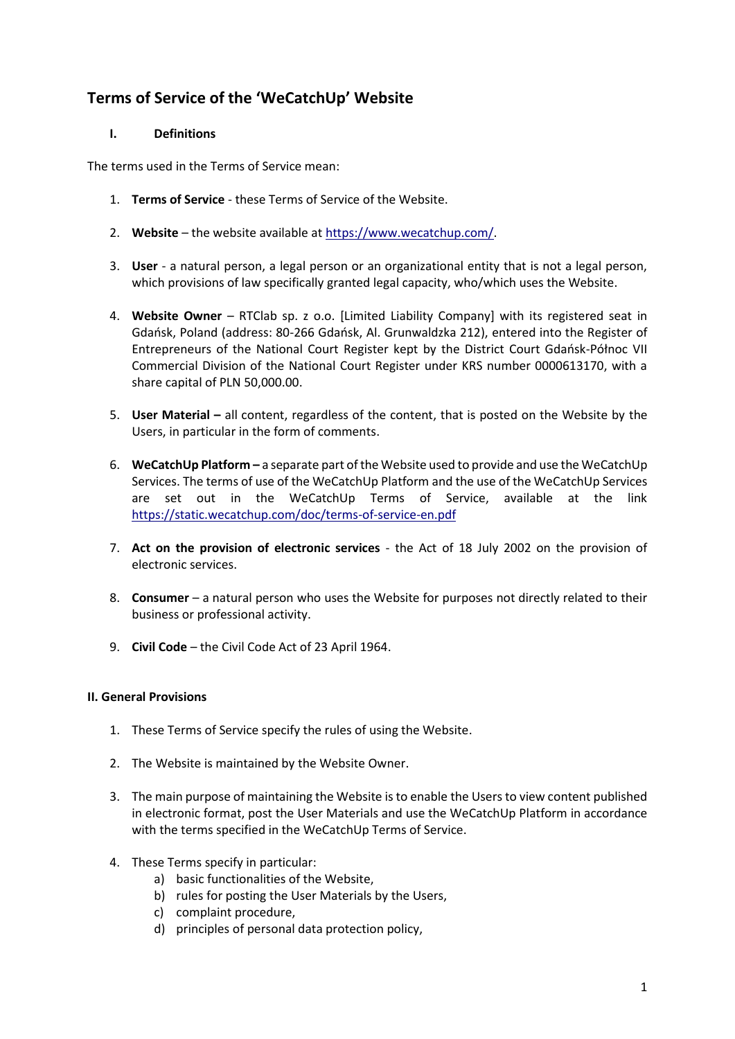# Terms of Service of the 'WeCatchUp' Website

## I. Definitions

The terms used in the Terms of Service mean:

1. **Terms of Service** - these Terms of Service of the Website.
2. **Website** – the website available at [https://www.wecatchup.com/](https://www.wecatchup.com/).
3. **User** - a natural person, a legal person or an organizational entity that is not a legal person, which provisions of law specifically granted legal capacity, who/which uses the Website.
4. **Website Owner** – RTClab sp. z o.o. [Limited Liability Company] with its registered seat in Gdańsk, Poland (address: 80-266 Gdańsk, Al. Grunwaldzka 212), entered into the Register of Entrepreneurs of the National Court Register kept by the District Court Gdańsk-Północ VII Commercial Division of the National Court Register under KRS number 0000613170, with a share capital of PLN 50,000.00.
5. **User Material –** all content, regardless of the content, that is posted on the Website by the Users, in particular in the form of comments.
6. **WeCatchUp Platform –** a separate part of the Website used to provide and use the WeCatchUp Services. The terms of use of the WeCatchUp Platform and the use of the WeCatchUp Services are set out in the WeCatchUp Terms of Service, available at the link [https://static.wecatchup.com/doc/terms-of-service-en.pdf](https://static.wecatchup.com/doc/terms-of-service-en.pdf)
7. **Act on the provision of electronic services** - the Act of 18 July 2002 on the provision of electronic services.
8. **Consumer** – a natural person who uses the Website for purposes not directly related to their business or professional activity.
9. **Civil Code** – the Civil Code Act of 23 April 1964.

## II. General Provisions

1. These Terms of Service specify the rules of using the Website.
2. The Website is maintained by the Website Owner.
3. The main purpose of maintaining the Website is to enable the Users to view content published in electronic format, post the User Materials and use the WeCatchUp Platform in accordance with the terms specified in the WeCatchUp Terms of Service.
4. These Terms specify in particular:
    a) basic functionalities of the Website,
    b) rules for posting the User Materials by the Users,
    c) complaint procedure,
    d) principles of personal data protection policy,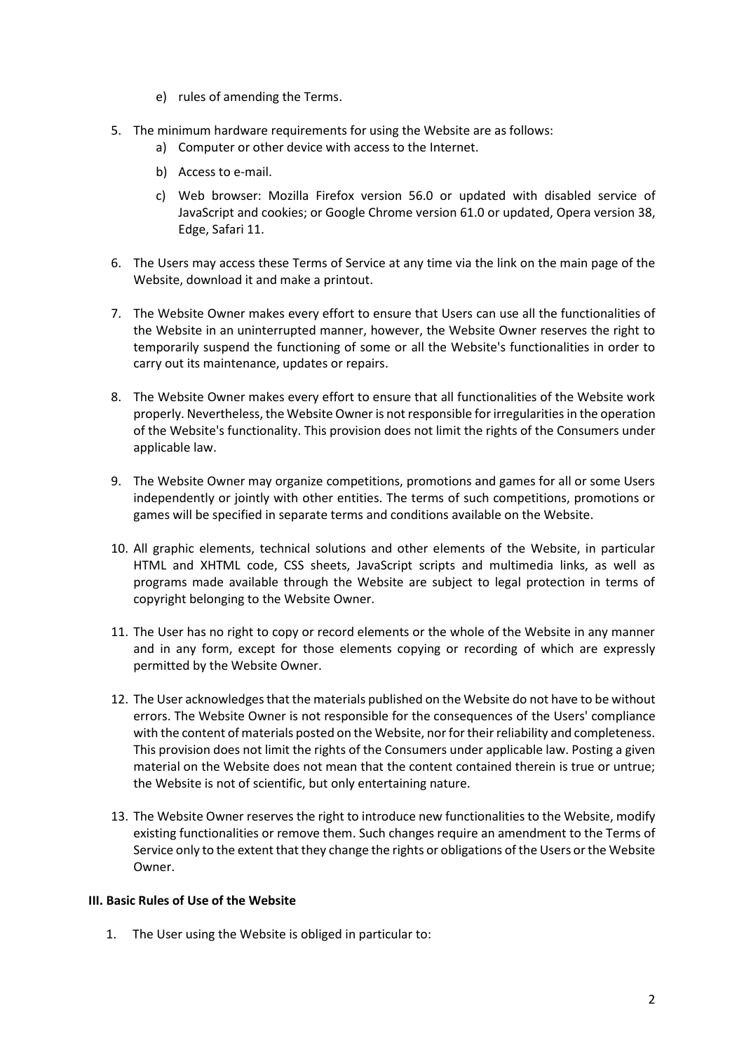e) rules of amending the Terms.

5. The minimum hardware requirements for using the Website are as follows:
   a) Computer or other device with access to the Internet.
   b) Access to e-mail.
   c) Web browser: Mozilla Firefox version 56.0 or updated with disabled service of JavaScript and cookies; or Google Chrome version 61.0 or updated, Opera version 38, Edge, Safari 11.

6. The Users may access these Terms of Service at any time via the link on the main page of the Website, download it and make a printout.

7. The Website Owner makes every effort to ensure that Users can use all the functionalities of the Website in an uninterrupted manner, however, the Website Owner reserves the right to temporarily suspend the functioning of some or all the Website's functionalities in order to carry out its maintenance, updates or repairs.

8. The Website Owner makes every effort to ensure that all functionalities of the Website work properly. Nevertheless, the Website Owner is not responsible for irregularities in the operation of the Website's functionality. This provision does not limit the rights of the Consumers under applicable law.

9. The Website Owner may organize competitions, promotions and games for all or some Users independently or jointly with other entities. The terms of such competitions, promotions or games will be specified in separate terms and conditions available on the Website.

10. All graphic elements, technical solutions and other elements of the Website, in particular HTML and XHTML code, CSS sheets, JavaScript scripts and multimedia links, as well as programs made available through the Website are subject to legal protection in terms of copyright belonging to the Website Owner.

11. The User has no right to copy or record elements or the whole of the Website in any manner and in any form, except for those elements copying or recording of which are expressly permitted by the Website Owner.

12. The User acknowledges that the materials published on the Website do not have to be without errors. The Website Owner is not responsible for the consequences of the Users' compliance with the content of materials posted on the Website, nor for their reliability and completeness. This provision does not limit the rights of the Consumers under applicable law. Posting a given material on the Website does not mean that the content contained therein is true or untrue; the Website is not of scientific, but only entertaining nature.

13. The Website Owner reserves the right to introduce new functionalities to the Website, modify existing functionalities or remove them. Such changes require an amendment to the Terms of Service only to the extent that they change the rights or obligations of the Users or the Website Owner.

**III. Basic Rules of Use of the Website**

1. The User using the Website is obliged in particular to: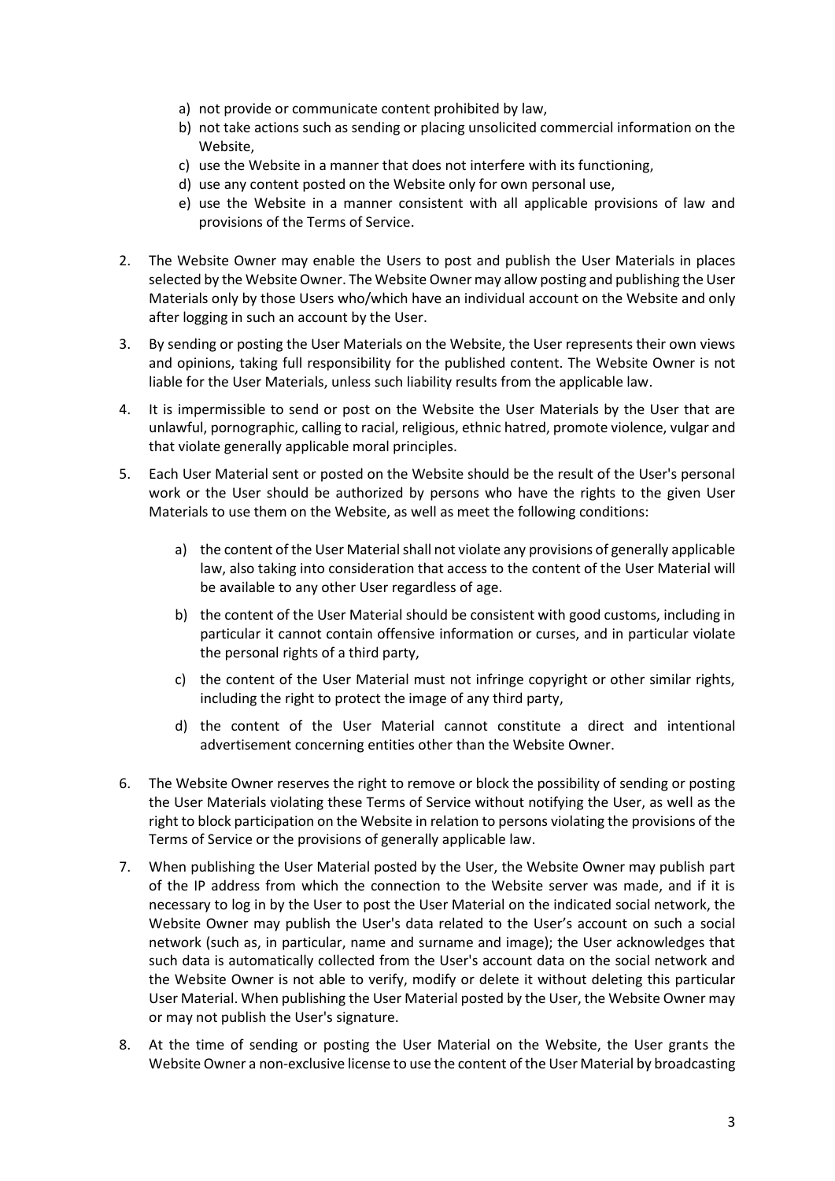a) not provide or communicate content prohibited by law,
b) not take actions such as sending or placing unsolicited commercial information on the Website,
c) use the Website in a manner that does not interfere with its functioning,
d) use any content posted on the Website only for own personal use,
e) use the Website in a manner consistent with all applicable provisions of law and provisions of the Terms of Service.

2. The Website Owner may enable the Users to post and publish the User Materials in places selected by the Website Owner. The Website Owner may allow posting and publishing the User Materials only by those Users who/which have an individual account on the Website and only after logging in such an account by the User.

3. By sending or posting the User Materials on the Website, the User represents their own views and opinions, taking full responsibility for the published content. The Website Owner is not liable for the User Materials, unless such liability results from the applicable law.

4. It is impermissible to send or post on the Website the User Materials by the User that are unlawful, pornographic, calling to racial, religious, ethnic hatred, promote violence, vulgar and that violate generally applicable moral principles.

5. Each User Material sent or posted on the Website should be the result of the User's personal work or the User should be authorized by persons who have the rights to the given User Materials to use them on the Website, as well as meet the following conditions:

   a) the content of the User Material shall not violate any provisions of generally applicable law, also taking into consideration that access to the content of the User Material will be available to any other User regardless of age.

   b) the content of the User Material should be consistent with good customs, including in particular it cannot contain offensive information or curses, and in particular violate the personal rights of a third party,

   c) the content of the User Material must not infringe copyright or other similar rights, including the right to protect the image of any third party,

   d) the content of the User Material cannot constitute a direct and intentional advertisement concerning entities other than the Website Owner.

6. The Website Owner reserves the right to remove or block the possibility of sending or posting the User Materials violating these Terms of Service without notifying the User, as well as the right to block participation on the Website in relation to persons violating the provisions of the Terms of Service or the provisions of generally applicable law.

7. When publishing the User Material posted by the User, the Website Owner may publish part of the IP address from which the connection to the Website server was made, and if it is necessary to log in by the User to post the User Material on the indicated social network, the Website Owner may publish the User's data related to the User's account on such a social network (such as, in particular, name and surname and image); the User acknowledges that such data is automatically collected from the User's account data on the social network and the Website Owner is not able to verify, modify or delete it without deleting this particular User Material. When publishing the User Material posted by the User, the Website Owner may or may not publish the User's signature.

8. At the time of sending or posting the User Material on the Website, the User grants the Website Owner a non-exclusive license to use the content of the User Material by broadcasting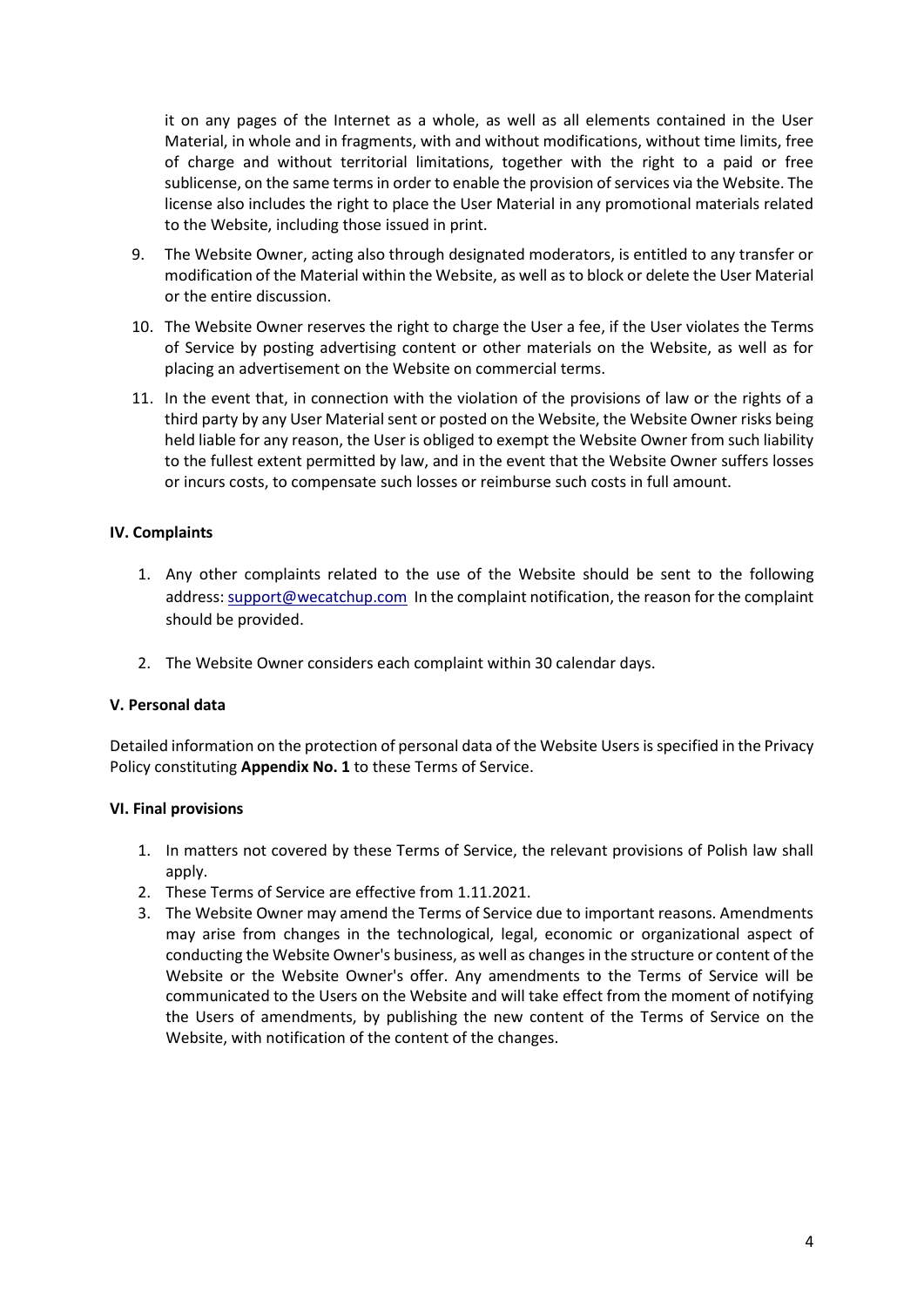it on any pages of the Internet as a whole, as well as all elements contained in the User Material, in whole and in fragments, with and without modifications, without time limits, free of charge and without territorial limitations, together with the right to a paid or free sublicense, on the same terms in order to enable the provision of services via the Website. The license also includes the right to place the User Material in any promotional materials related to the Website, including those issued in print.

9. The Website Owner, acting also through designated moderators, is entitled to any transfer or modification of the Material within the Website, as well as to block or delete the User Material or the entire discussion.
10. The Website Owner reserves the right to charge the User a fee, if the User violates the Terms of Service by posting advertising content or other materials on the Website, as well as for placing an advertisement on the Website on commercial terms.
11. In the event that, in connection with the violation of the provisions of law or the rights of a third party by any User Material sent or posted on the Website, the Website Owner risks being held liable for any reason, the User is obliged to exempt the Website Owner from such liability to the fullest extent permitted by law, and in the event that the Website Owner suffers losses or incurs costs, to compensate such losses or reimburse such costs in full amount.

### IV. Complaints

1. Any other complaints related to the use of the Website should be sent to the following address: support@wecatchup.com In the complaint notification, the reason for the complaint should be provided.

2. The Website Owner considers each complaint within 30 calendar days.

### V. Personal data

Detailed information on the protection of personal data of the Website Users is specified in the Privacy Policy constituting **Appendix No. 1** to these Terms of Service.

### VI. Final provisions

1. In matters not covered by these Terms of Service, the relevant provisions of Polish law shall apply.
2. These Terms of Service are effective from 1.11.2021.
3. The Website Owner may amend the Terms of Service due to important reasons. Amendments may arise from changes in the technological, legal, economic or organizational aspect of conducting the Website Owner's business, as well as changes in the structure or content of the Website or the Website Owner's offer. Any amendments to the Terms of Service will be communicated to the Users on the Website and will take effect from the moment of notifying the Users of amendments, by publishing the new content of the Terms of Service on the Website, with notification of the content of the changes.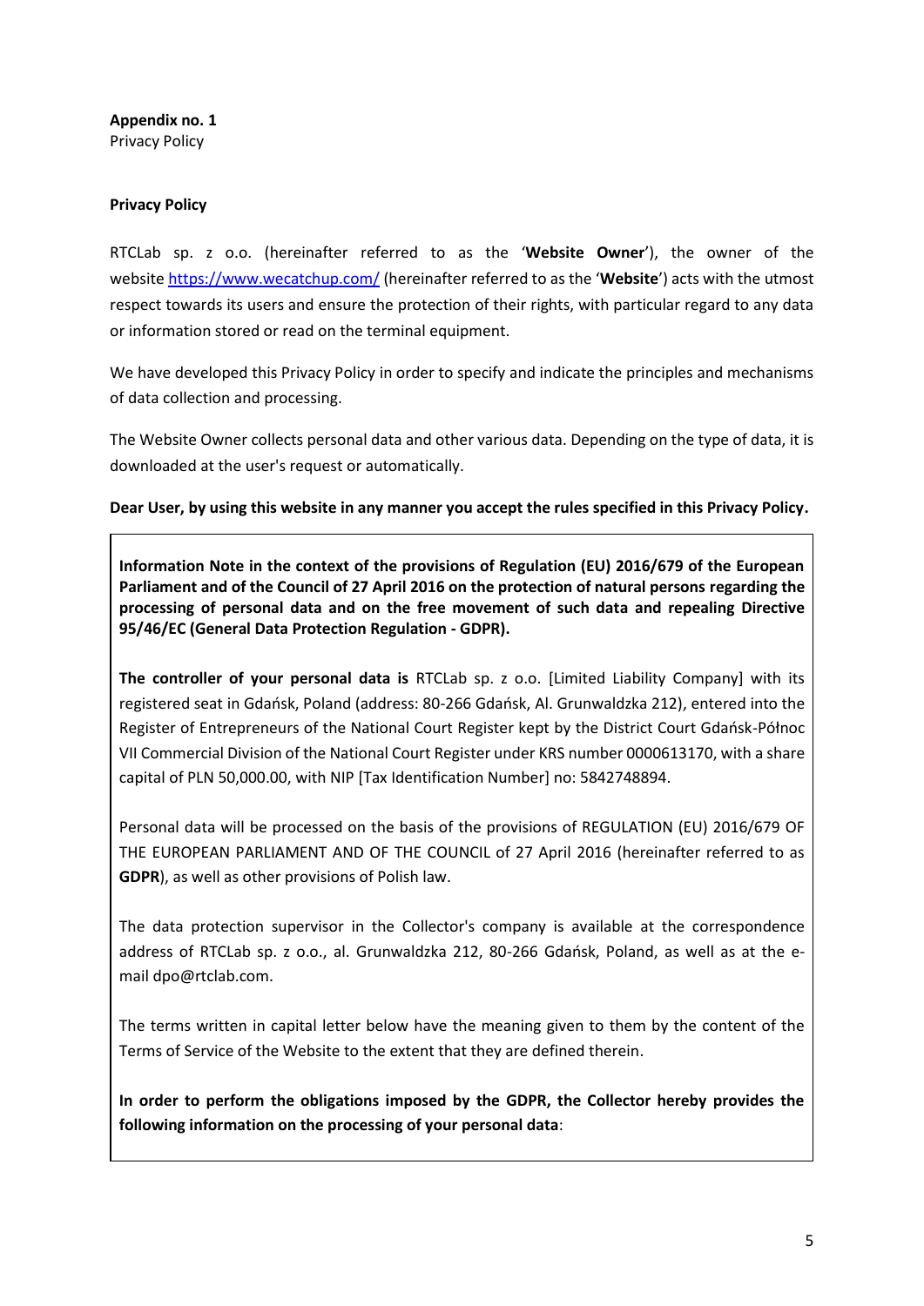**Appendix no. 1**
Privacy Policy

**Privacy Policy**

RTCLab sp. z o.o. (hereinafter referred to as the '**Website Owner**'), the owner of the website https://www.wecatchup.com/ (hereinafter referred to as the '**Website**') acts with the utmost respect towards its users and ensure the protection of their rights, with particular regard to any data or information stored or read on the terminal equipment.

We have developed this Privacy Policy in order to specify and indicate the principles and mechanisms of data collection and processing.

The Website Owner collects personal data and other various data. Depending on the type of data, it is downloaded at the user's request or automatically.

**Dear User, by using this website in any manner you accept the rules specified in this Privacy Policy.**

**Information Note in the context of the provisions of Regulation (EU) 2016/679 of the European Parliament and of the Council of 27 April 2016 on the protection of natural persons regarding the processing of personal data and on the free movement of such data and repealing Directive 95/46/EC (General Data Protection Regulation - GDPR).**

**The controller of your personal data is** RTCLab sp. z o.o. [Limited Liability Company] with its registered seat in Gdańsk, Poland (address: 80-266 Gdańsk, Al. Grunwaldzka 212), entered into the Register of Entrepreneurs of the National Court Register kept by the District Court Gdańsk-Północ VII Commercial Division of the National Court Register under KRS number 0000613170, with a share capital of PLN 50,000.00, with NIP [Tax Identification Number] no: 5842748894.

Personal data will be processed on the basis of the provisions of REGULATION (EU) 2016/679 OF THE EUROPEAN PARLIAMENT AND OF THE COUNCIL of 27 April 2016 (hereinafter referred to as **GDPR**), as well as other provisions of Polish law.

The data protection supervisor in the Collector's company is available at the correspondence address of RTCLab sp. z o.o., al. Grunwaldzka 212, 80-266 Gdańsk, Poland, as well as at the e-mail dpo@rtclab.com.

The terms written in capital letter below have the meaning given to them by the content of the Terms of Service of the Website to the extent that they are defined therein.

**In order to perform the obligations imposed by the GDPR, the Collector hereby provides the following information on the processing of your personal data**: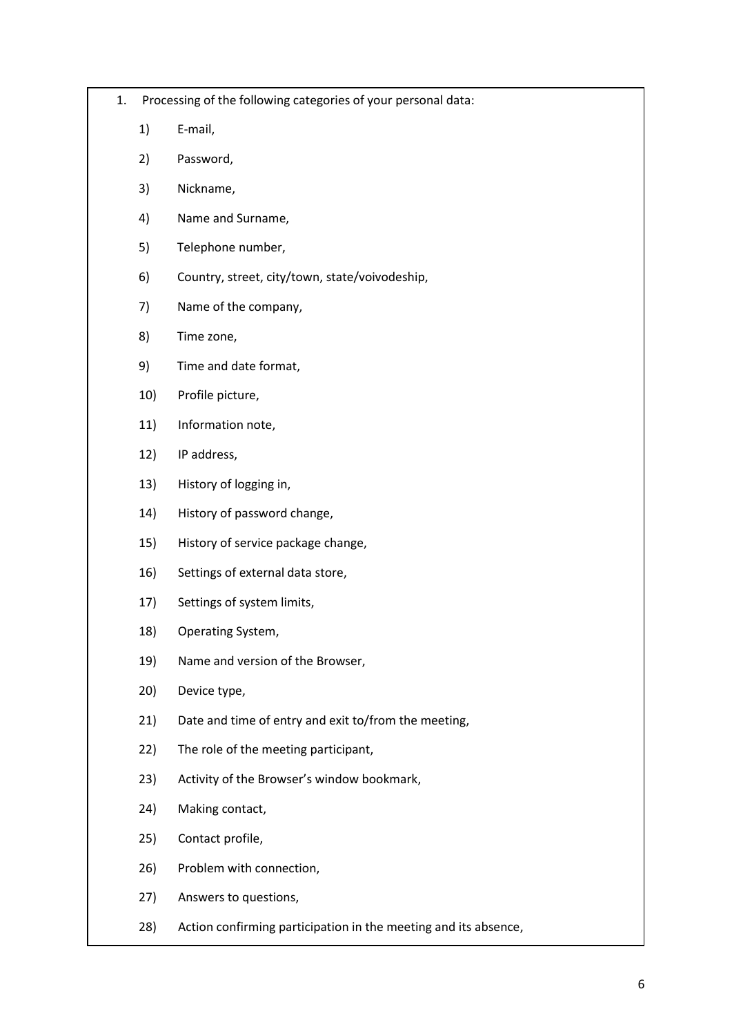1. Processing of the following categories of your personal data:

    1) E-mail,

    2) Password,

    3) Nickname,

    4) Name and Surname,

    5) Telephone number,

    6) Country, street, city/town, state/voivodeship,

    7) Name of the company,

    8) Time zone,

    9) Time and date format,

    10) Profile picture,

    11) Information note,

    12) IP address,

    13) History of logging in,

    14) History of password change,

    15) History of service package change,

    16) Settings of external data store,

    17) Settings of system limits,

    18) Operating System,

    19) Name and version of the Browser,

    20) Device type,

    21) Date and time of entry and exit to/from the meeting,

    22) The role of the meeting participant,

    23) Activity of the Browser's window bookmark,

    24) Making contact,

    25) Contact profile,

    26) Problem with connection,

    27) Answers to questions,

    28) Action confirming participation in the meeting and its absence,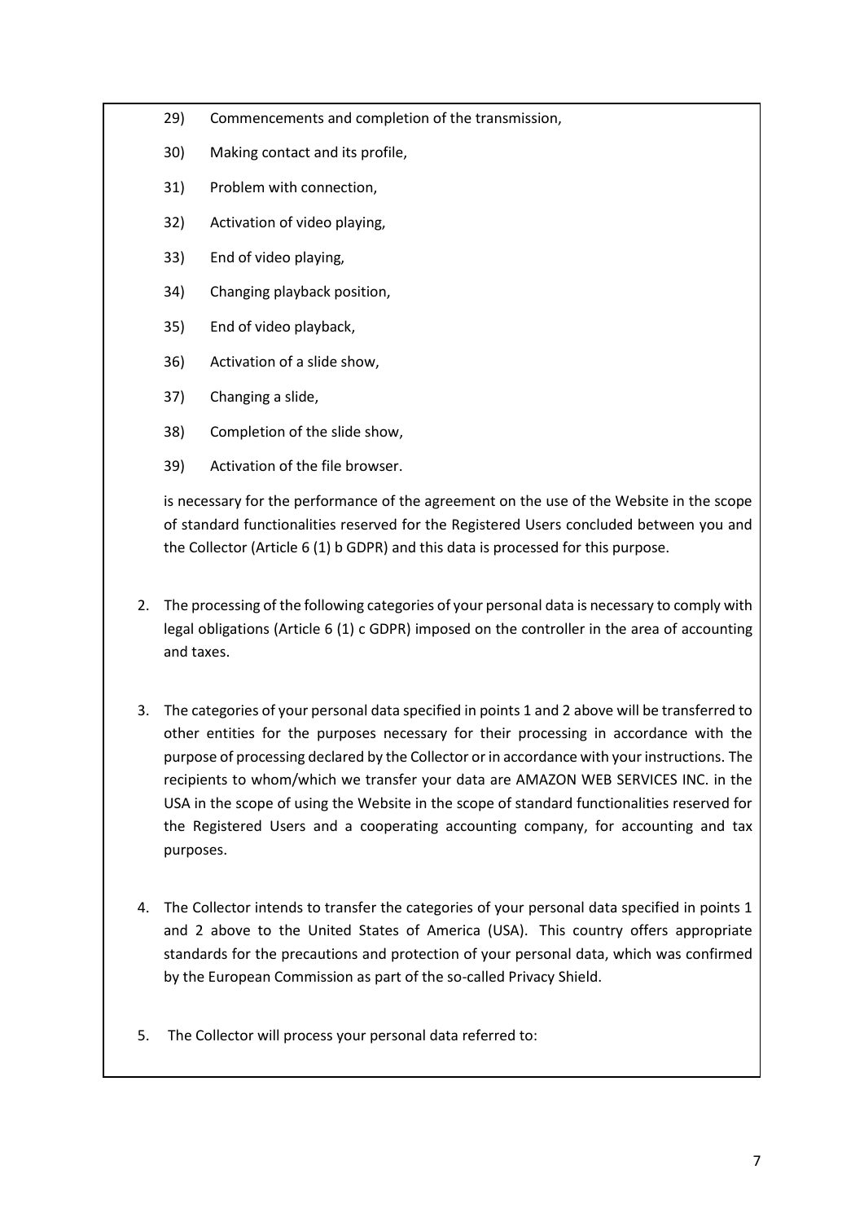29) Commencements and completion of the transmission,

30) Making contact and its profile,

31) Problem with connection,

32) Activation of video playing,

33) End of video playing,

34) Changing playback position,

35) End of video playback,

36) Activation of a slide show,

37) Changing a slide,

38) Completion of the slide show,

39) Activation of the file browser.

is necessary for the performance of the agreement on the use of the Website in the scope of standard functionalities reserved for the Registered Users concluded between you and the Collector (Article 6 (1) b GDPR) and this data is processed for this purpose.

2. The processing of the following categories of your personal data is necessary to comply with legal obligations (Article 6 (1) c GDPR) imposed on the controller in the area of accounting and taxes.

3. The categories of your personal data specified in points 1 and 2 above will be transferred to other entities for the purposes necessary for their processing in accordance with the purpose of processing declared by the Collector or in accordance with your instructions. The recipients to whom/which we transfer your data are AMAZON WEB SERVICES INC. in the USA in the scope of using the Website in the scope of standard functionalities reserved for the Registered Users and a cooperating accounting company, for accounting and tax purposes.

4. The Collector intends to transfer the categories of your personal data specified in points 1 and 2 above to the United States of America (USA). This country offers appropriate standards for the precautions and protection of your personal data, which was confirmed by the European Commission as part of the so-called Privacy Shield.

5. The Collector will process your personal data referred to: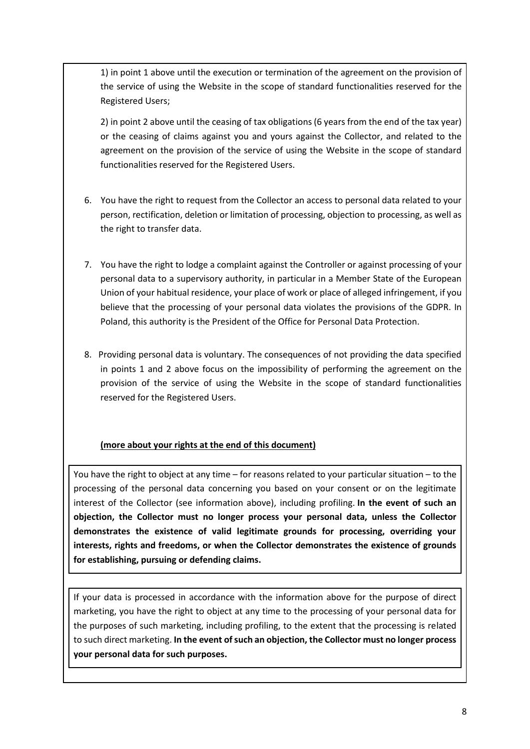1) in point 1 above until the execution or termination of the agreement on the provision of the service of using the Website in the scope of standard functionalities reserved for the Registered Users;

2) in point 2 above until the ceasing of tax obligations (6 years from the end of the tax year) or the ceasing of claims against you and yours against the Collector, and related to the agreement on the provision of the service of using the Website in the scope of standard functionalities reserved for the Registered Users.

6. You have the right to request from the Collector an access to personal data related to your person, rectification, deletion or limitation of processing, objection to processing, as well as the right to transfer data.

7. You have the right to lodge a complaint against the Controller or against processing of your personal data to a supervisory authority, in particular in a Member State of the European Union of your habitual residence, your place of work or place of alleged infringement, if you believe that the processing of your personal data violates the provisions of the GDPR. In Poland, this authority is the President of the Office for Personal Data Protection.

8. Providing personal data is voluntary. The consequences of not providing the data specified in points 1 and 2 above focus on the impossibility of performing the agreement on the provision of the service of using the Website in the scope of standard functionalities reserved for the Registered Users.

**(more about your rights at the end of this document)**

You have the right to object at any time – for reasons related to your particular situation – to the processing of the personal data concerning you based on your consent or on the legitimate interest of the Collector (see information above), including profiling. **In the event of such an objection, the Collector must no longer process your personal data, unless the Collector demonstrates the existence of valid legitimate grounds for processing, overriding your interests, rights and freedoms, or when the Collector demonstrates the existence of grounds for establishing, pursuing or defending claims.**

If your data is processed in accordance with the information above for the purpose of direct marketing, you have the right to object at any time to the processing of your personal data for the purposes of such marketing, including profiling, to the extent that the processing is related to such direct marketing. **In the event of such an objection, the Collector must no longer process your personal data for such purposes.**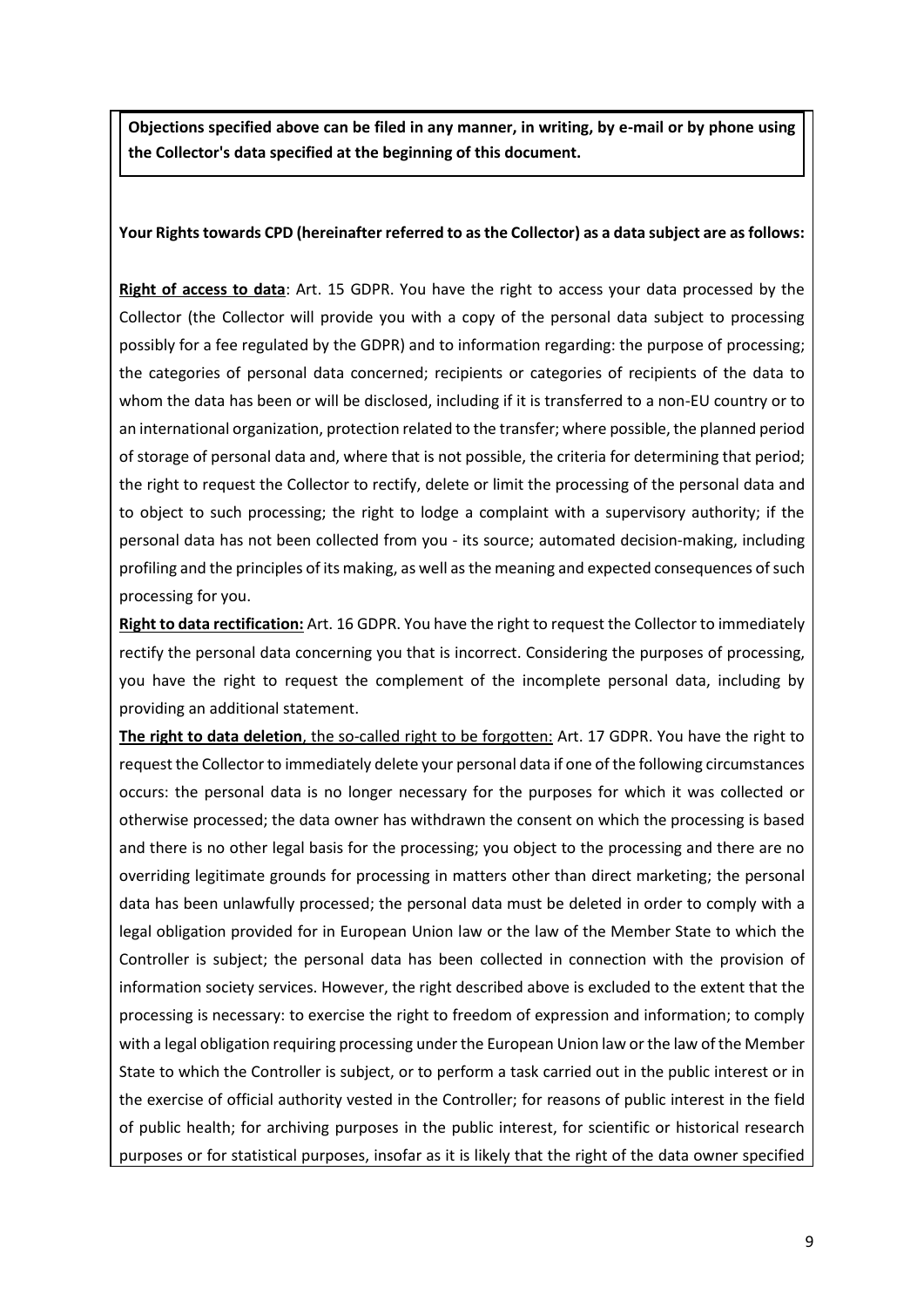**Objections specified above can be filed in any manner, in writing, by e-mail or by phone using the Collector's data specified at the beginning of this document.**

**Your Rights towards CPD (hereinafter referred to as the Collector) as a data subject are as follows:**

**Right of access to data**: Art. 15 GDPR. You have the right to access your data processed by the Collector (the Collector will provide you with a copy of the personal data subject to processing possibly for a fee regulated by the GDPR) and to information regarding: the purpose of processing; the categories of personal data concerned; recipients or categories of recipients of the data to whom the data has been or will be disclosed, including if it is transferred to a non-EU country or to an international organization, protection related to the transfer; where possible, the planned period of storage of personal data and, where that is not possible, the criteria for determining that period; the right to request the Collector to rectify, delete or limit the processing of the personal data and to object to such processing; the right to lodge a complaint with a supervisory authority; if the personal data has not been collected from you - its source; automated decision-making, including profiling and the principles of its making, as well as the meaning and expected consequences of such processing for you.

**Right to data rectification:** Art. 16 GDPR. You have the right to request the Collector to immediately rectify the personal data concerning you that is incorrect. Considering the purposes of processing, you have the right to request the complement of the incomplete personal data, including by providing an additional statement.

**The right to data deletion**, the so-called right to be forgotten: Art. 17 GDPR. You have the right to request the Collector to immediately delete your personal data if one of the following circumstances occurs: the personal data is no longer necessary for the purposes for which it was collected or otherwise processed; the data owner has withdrawn the consent on which the processing is based and there is no other legal basis for the processing; you object to the processing and there are no overriding legitimate grounds for processing in matters other than direct marketing; the personal data has been unlawfully processed; the personal data must be deleted in order to comply with a legal obligation provided for in European Union law or the law of the Member State to which the Controller is subject; the personal data has been collected in connection with the provision of information society services. However, the right described above is excluded to the extent that the processing is necessary: to exercise the right to freedom of expression and information; to comply with a legal obligation requiring processing under the European Union law or the law of the Member State to which the Controller is subject, or to perform a task carried out in the public interest or in the exercise of official authority vested in the Controller; for reasons of public interest in the field of public health; for archiving purposes in the public interest, for scientific or historical research purposes or for statistical purposes, insofar as it is likely that the right of the data owner specified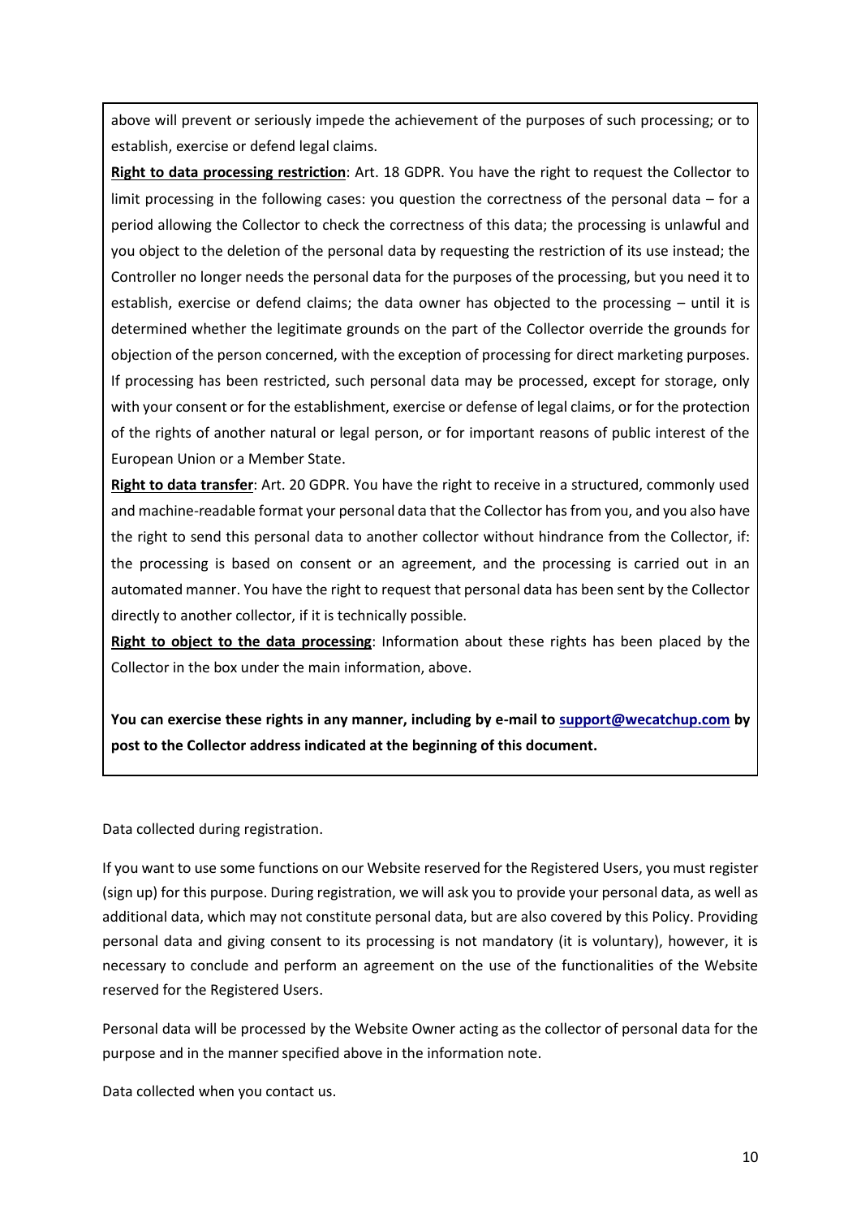above will prevent or seriously impede the achievement of the purposes of such processing; or to establish, exercise or defend legal claims.

**Right to data processing restriction**: Art. 18 GDPR. You have the right to request the Collector to limit processing in the following cases: you question the correctness of the personal data – for a period allowing the Collector to check the correctness of this data; the processing is unlawful and you object to the deletion of the personal data by requesting the restriction of its use instead; the Controller no longer needs the personal data for the purposes of the processing, but you need it to establish, exercise or defend claims; the data owner has objected to the processing – until it is determined whether the legitimate grounds on the part of the Collector override the grounds for objection of the person concerned, with the exception of processing for direct marketing purposes. If processing has been restricted, such personal data may be processed, except for storage, only with your consent or for the establishment, exercise or defense of legal claims, or for the protection of the rights of another natural or legal person, or for important reasons of public interest of the European Union or a Member State.

**Right to data transfer**: Art. 20 GDPR. You have the right to receive in a structured, commonly used and machine-readable format your personal data that the Collector has from you, and you also have the right to send this personal data to another collector without hindrance from the Collector, if: the processing is based on consent or an agreement, and the processing is carried out in an automated manner. You have the right to request that personal data has been sent by the Collector directly to another collector, if it is technically possible.

**Right to object to the data processing**: Information about these rights has been placed by the Collector in the box under the main information, above.

**You can exercise these rights in any manner, including by e-mail to support@wecatchup.com by post to the Collector address indicated at the beginning of this document.**

Data collected during registration.

If you want to use some functions on our Website reserved for the Registered Users, you must register (sign up) for this purpose. During registration, we will ask you to provide your personal data, as well as additional data, which may not constitute personal data, but are also covered by this Policy. Providing personal data and giving consent to its processing is not mandatory (it is voluntary), however, it is necessary to conclude and perform an agreement on the use of the functionalities of the Website reserved for the Registered Users.

Personal data will be processed by the Website Owner acting as the collector of personal data for the purpose and in the manner specified above in the information note.

Data collected when you contact us.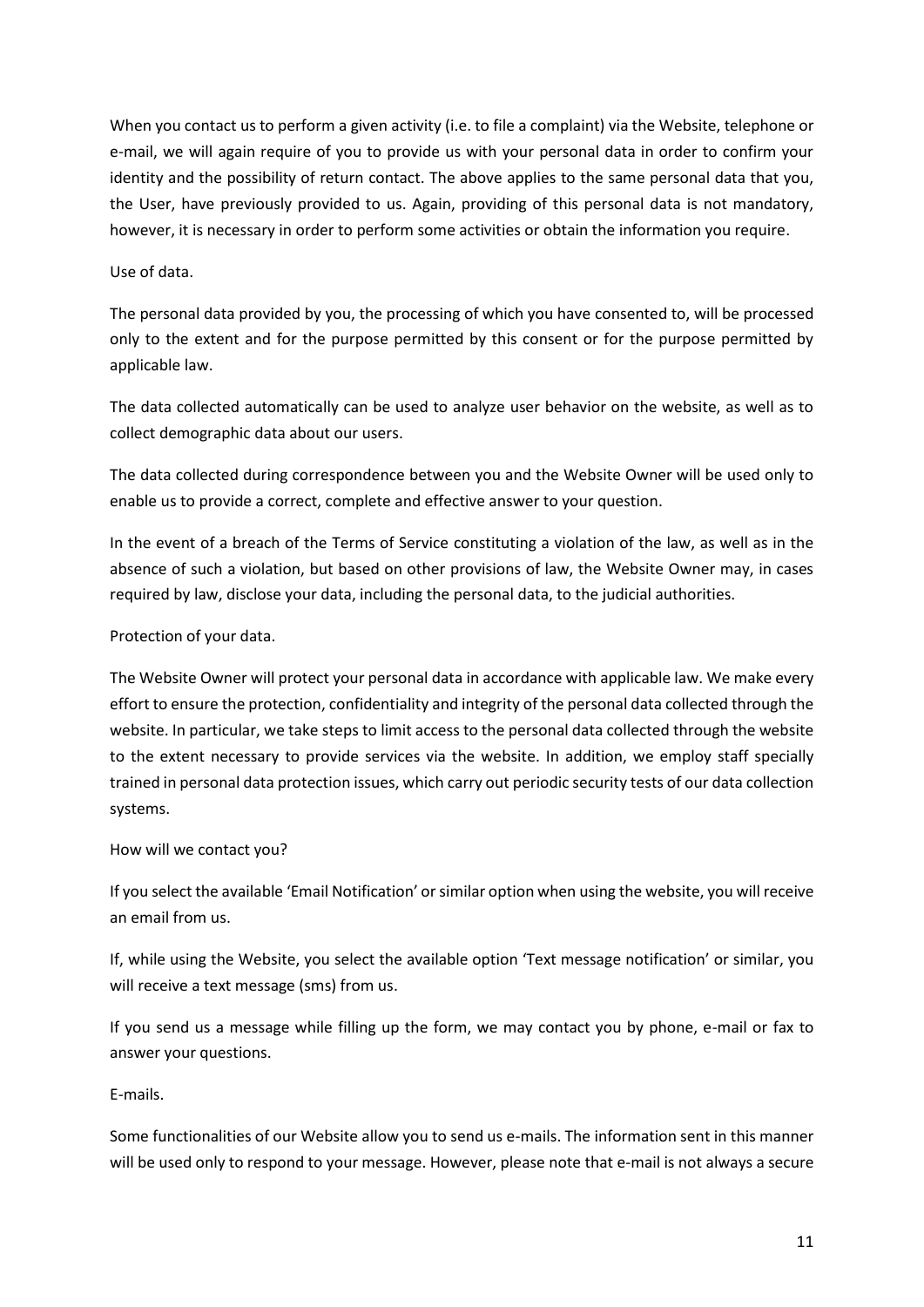When you contact us to perform a given activity (i.e. to file a complaint) via the Website, telephone or e-mail, we will again require of you to provide us with your personal data in order to confirm your identity and the possibility of return contact. The above applies to the same personal data that you, the User, have previously provided to us. Again, providing of this personal data is not mandatory, however, it is necessary in order to perform some activities or obtain the information you require.

Use of data.

The personal data provided by you, the processing of which you have consented to, will be processed only to the extent and for the purpose permitted by this consent or for the purpose permitted by applicable law.

The data collected automatically can be used to analyze user behavior on the website, as well as to collect demographic data about our users.

The data collected during correspondence between you and the Website Owner will be used only to enable us to provide a correct, complete and effective answer to your question.

In the event of a breach of the Terms of Service constituting a violation of the law, as well as in the absence of such a violation, but based on other provisions of law, the Website Owner may, in cases required by law, disclose your data, including the personal data, to the judicial authorities.

Protection of your data.

The Website Owner will protect your personal data in accordance with applicable law. We make every effort to ensure the protection, confidentiality and integrity of the personal data collected through the website. In particular, we take steps to limit access to the personal data collected through the website to the extent necessary to provide services via the website. In addition, we employ staff specially trained in personal data protection issues, which carry out periodic security tests of our data collection systems.

How will we contact you?

If you select the available 'Email Notification' or similar option when using the website, you will receive an email from us.

If, while using the Website, you select the available option 'Text message notification' or similar, you will receive a text message (sms) from us.

If you send us a message while filling up the form, we may contact you by phone, e-mail or fax to answer your questions.

E-mails.

Some functionalities of our Website allow you to send us e-mails. The information sent in this manner will be used only to respond to your message. However, please note that e-mail is not always a secure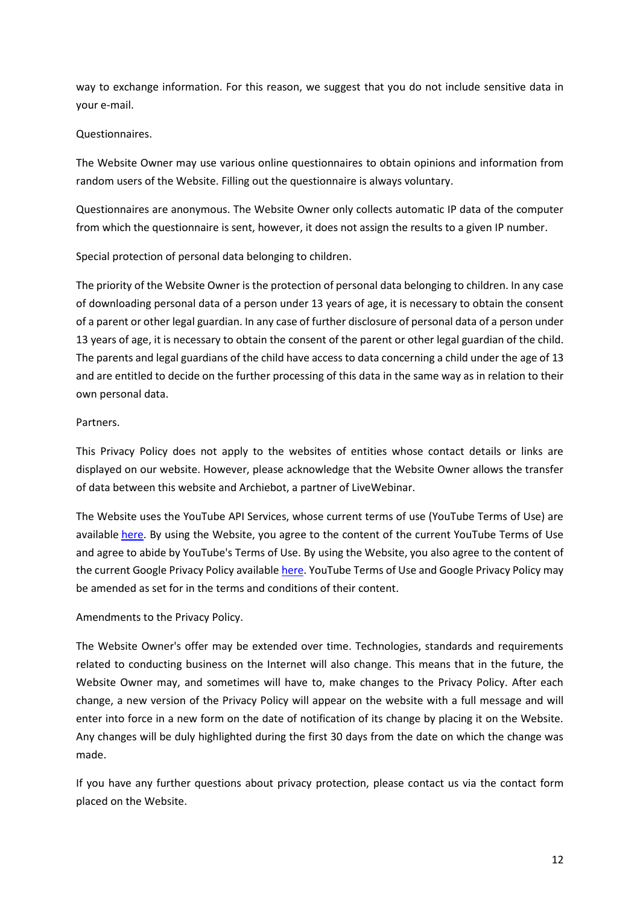way to exchange information. For this reason, we suggest that you do not include sensitive data in your e-mail.

Questionnaires.

The Website Owner may use various online questionnaires to obtain opinions and information from random users of the Website. Filling out the questionnaire is always voluntary.

Questionnaires are anonymous. The Website Owner only collects automatic IP data of the computer from which the questionnaire is sent, however, it does not assign the results to a given IP number.

Special protection of personal data belonging to children.

The priority of the Website Owner is the protection of personal data belonging to children. In any case of downloading personal data of a person under 13 years of age, it is necessary to obtain the consent of a parent or other legal guardian. In any case of further disclosure of personal data of a person under 13 years of age, it is necessary to obtain the consent of the parent or other legal guardian of the child. The parents and legal guardians of the child have access to data concerning a child under the age of 13 and are entitled to decide on the further processing of this data in the same way as in relation to their own personal data.

Partners.

This Privacy Policy does not apply to the websites of entities whose contact details or links are displayed on our website. However, please acknowledge that the Website Owner allows the transfer of data between this website and Archiebot, a partner of LiveWebinar.

The Website uses the YouTube API Services, whose current terms of use (YouTube Terms of Use) are available here. By using the Website, you agree to the content of the current YouTube Terms of Use and agree to abide by YouTube's Terms of Use. By using the Website, you also agree to the content of the current Google Privacy Policy available here. YouTube Terms of Use and Google Privacy Policy may be amended as set for in the terms and conditions of their content.

Amendments to the Privacy Policy.

The Website Owner's offer may be extended over time. Technologies, standards and requirements related to conducting business on the Internet will also change. This means that in the future, the Website Owner may, and sometimes will have to, make changes to the Privacy Policy. After each change, a new version of the Privacy Policy will appear on the website with a full message and will enter into force in a new form on the date of notification of its change by placing it on the Website. Any changes will be duly highlighted during the first 30 days from the date on which the change was made.

If you have any further questions about privacy protection, please contact us via the contact form placed on the Website.